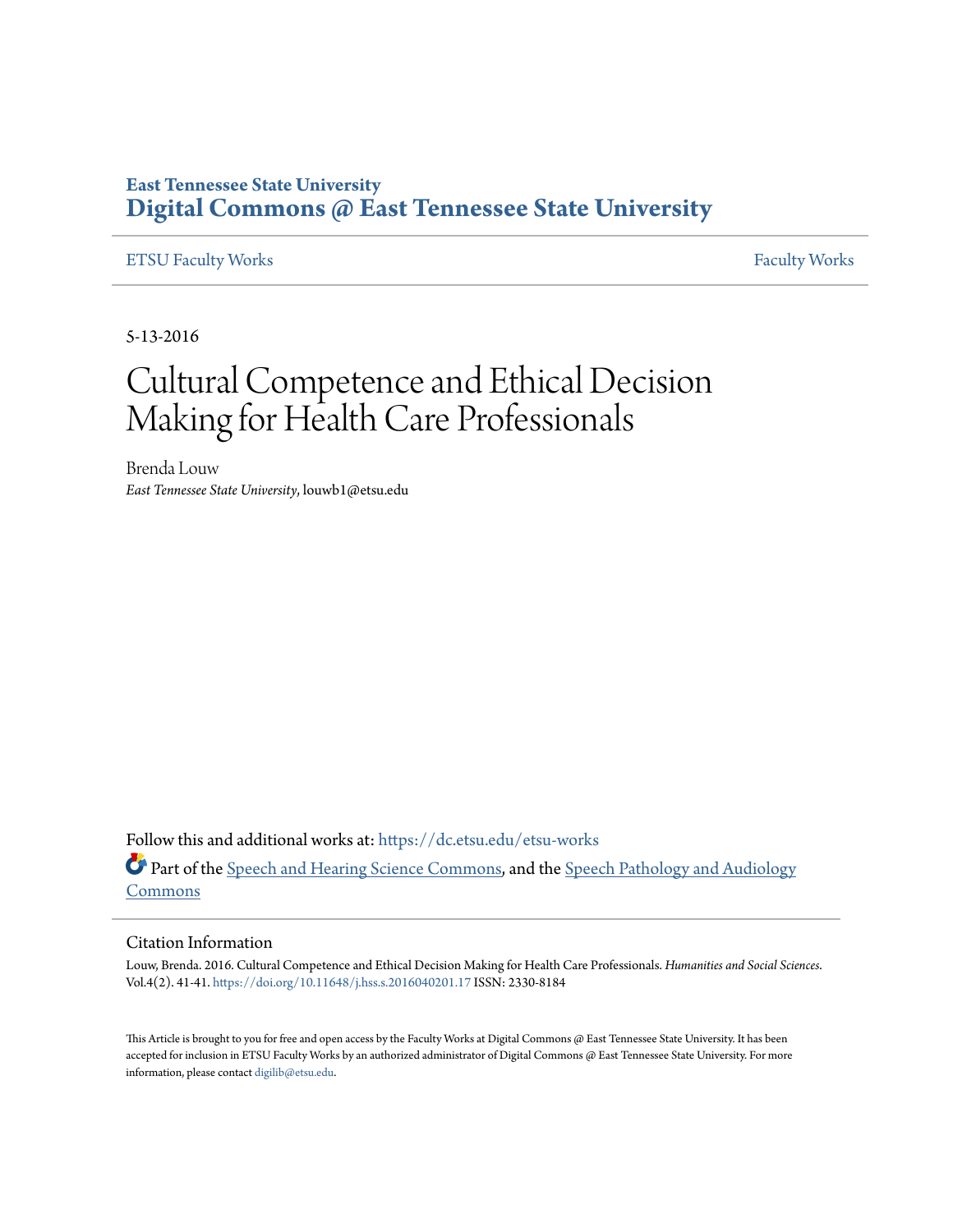East Tennessee State University
**Digital Commons @ East Tennessee State University**

ETSU Faculty Works | Faculty Works

5-13-2016

# Cultural Competence and Ethical Decision Making for Health Care Professionals

Brenda Louw
*East Tennessee State University*, louwb1@etsu.edu

Follow this and additional works at: https://dc.etsu.edu/etsu-works

Part of the Speech and Hearing Science Commons, and the Speech Pathology and Audiology Commons

## Citation Information

Louw, Brenda. 2016. Cultural Competence and Ethical Decision Making for Health Care Professionals. *Humanities and Social Sciences*. Vol.4(2). 41-41. https://doi.org/10.11648/j.hss.s.2016040201.17 ISSN: 2330-8184

This Article is brought to you for free and open access by the Faculty Works at Digital Commons @ East Tennessee State University. It has been accepted for inclusion in ETSU Faculty Works by an authorized administrator of Digital Commons @ East Tennessee State University. For more information, please contact digilib@etsu.edu.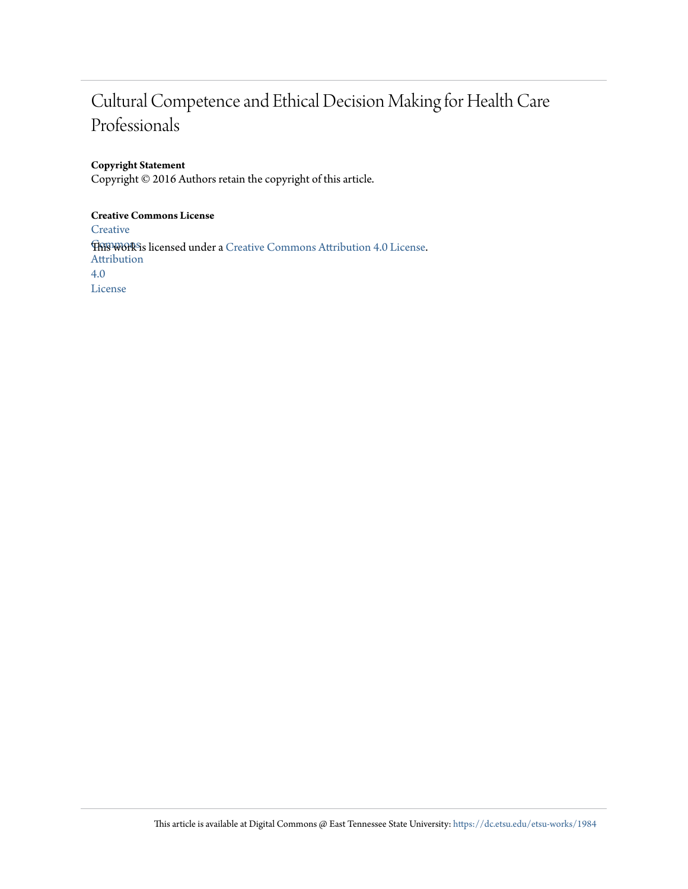# Cultural Competence and Ethical Decision Making for Health Care Professionals

**Copyright Statement**

Copyright © 2016 Authors retain the copyright of this article.

**Creative Commons License**

Creative Commons Attribution 4.0 License

This work is licensed under a Creative Commons Attribution 4.0 License.

This article is available at Digital Commons @ East Tennessee State University: https://dc.etsu.edu/etsu-works/1984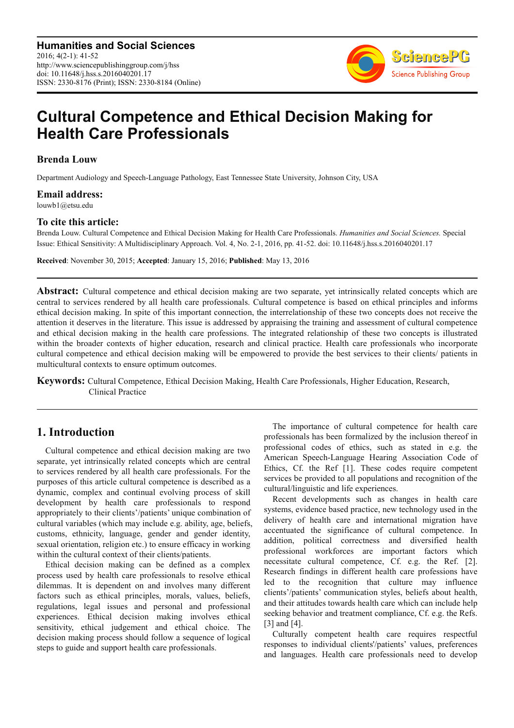**Humanities and Social Sciences**
2016; 4(2-1): 41-52
http://www.sciencepublishinggroup.com/j/hss
doi: 10.11648/j.hss.s.2016040201.17
ISSN: 2330-8176 (Print); ISSN: 2330-8184 (Online)

# Cultural Competence and Ethical Decision Making for Health Care Professionals

**Brenda Louw**

Department Audiology and Speech-Language Pathology, East Tennessee State University, Johnson City, USA

## Email address:

louwb1@etsu.edu

## To cite this article:

Brenda Louw. Cultural Competence and Ethical Decision Making for Health Care Professionals. *Humanities and Social Sciences.* Special Issue: Ethical Sensitivity: A Multidisciplinary Approach. Vol. 4, No. 2-1, 2016, pp. 41-52. doi: 10.11648/j.hss.s.2016040201.17

**Received**: November 30, 2015; **Accepted**: January 15, 2016; **Published**: May 13, 2016

---

**Abstract:** Cultural competence and ethical decision making are two separate, yet intrinsically related concepts which are central to services rendered by all health care professionals. Cultural competence is based on ethical principles and informs ethical decision making. In spite of this important connection, the interrelationship of these two concepts does not receive the attention it deserves in the literature. This issue is addressed by appraising the training and assessment of cultural competence and ethical decision making in the health care professions. The integrated relationship of these two concepts is illustrated within the broader contexts of higher education, research and clinical practice. Health care professionals who incorporate cultural competence and ethical decision making will be empowered to provide the best services to their clients/ patients in multicultural contexts to ensure optimum outcomes.

**Keywords:** Cultural Competence, Ethical Decision Making, Health Care Professionals, Higher Education, Research, Clinical Practice

---

## 1. Introduction

Cultural competence and ethical decision making are two separate, yet intrinsically related concepts which are central to services rendered by all health care professionals. For the purposes of this article cultural competence is described as a dynamic, complex and continual evolving process of skill development by health care professionals to respond appropriately to their clients'/patients' unique combination of cultural variables (which may include e.g. ability, age, beliefs, customs, ethnicity, language, gender and gender identity, sexual orientation, religion etc.) to ensure efficacy in working within the cultural context of their clients/patients.

Ethical decision making can be defined as a complex process used by health care professionals to resolve ethical dilemmas. It is dependent on and involves many different factors such as ethical principles, morals, values, beliefs, regulations, legal issues and personal and professional experiences. Ethical decision making involves ethical sensitivity, ethical judgement and ethical choice. The decision making process should follow a sequence of logical steps to guide and support health care professionals.

The importance of cultural competence for health care professionals has been formalized by the inclusion thereof in professional codes of ethics, such as stated in e.g. the American Speech-Language Hearing Association Code of Ethics, Cf. the Ref [1]. These codes require competent services be provided to all populations and recognition of the cultural/linguistic and life experiences.

Recent developments such as changes in health care systems, evidence based practice, new technology used in the delivery of health care and international migration have accentuated the significance of cultural competence. In addition, political correctness and diversified health professional workforces are important factors which necessitate cultural competence, Cf. e.g. the Ref. [2]. Research findings in different health care professions have led to the recognition that culture may influence clients'/patients' communication styles, beliefs about health, and their attitudes towards health care which can include help seeking behavior and treatment compliance, Cf. e.g. the Refs. [3] and [4].

Culturally competent health care requires respectful responses to individual clients'/patients' values, preferences and languages. Health care professionals need to develop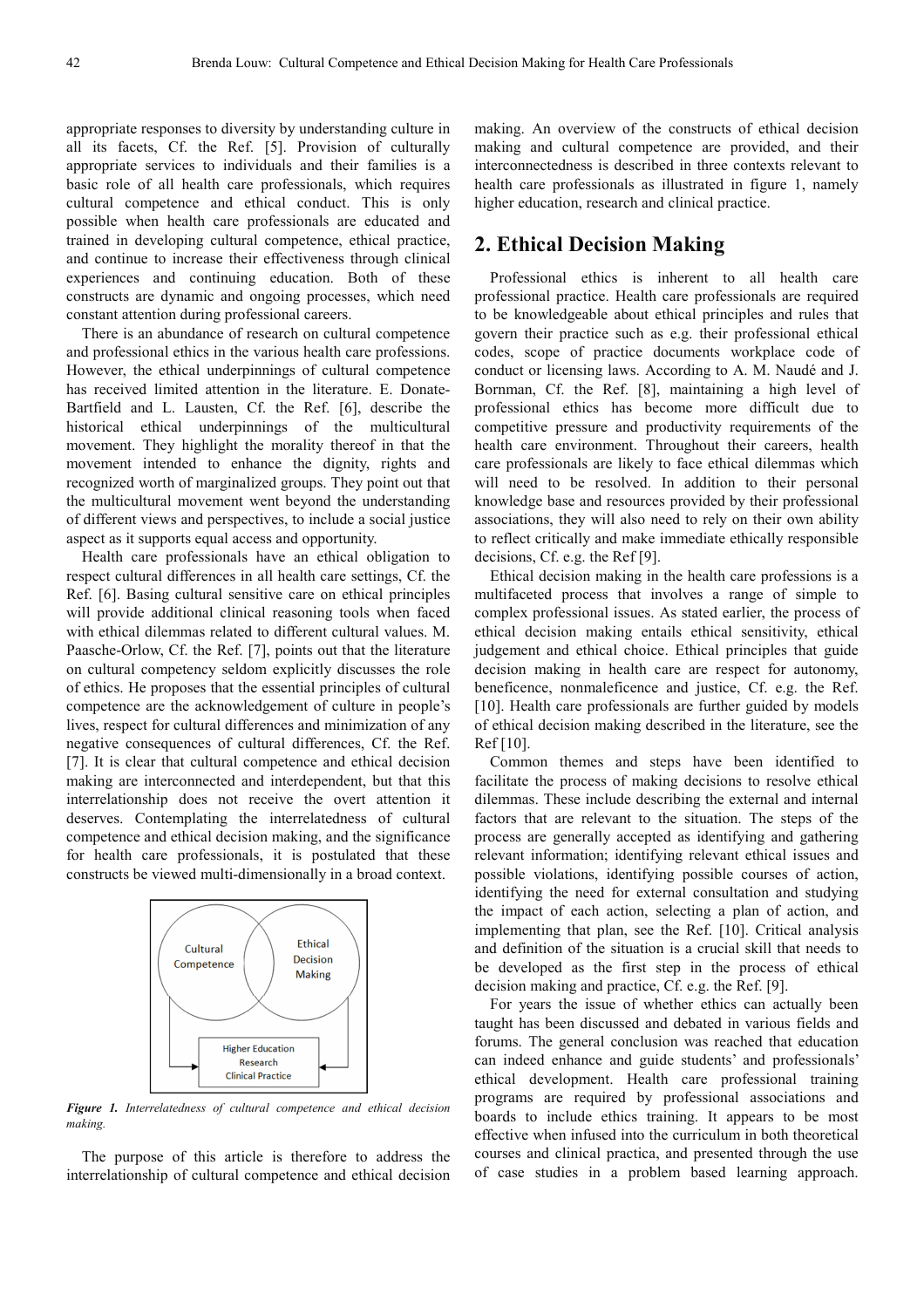appropriate responses to diversity by understanding culture in all its facets, Cf. the Ref. [5]. Provision of culturally appropriate services to individuals and their families is a basic role of all health care professionals, which requires cultural competence and ethical conduct. This is only possible when health care professionals are educated and trained in developing cultural competence, ethical practice, and continue to increase their effectiveness through clinical experiences and continuing education. Both of these constructs are dynamic and ongoing processes, which need constant attention during professional careers.

There is an abundance of research on cultural competence and professional ethics in the various health care professions. However, the ethical underpinnings of cultural competence has received limited attention in the literature. E. Donate-Bartfield and L. Lausten, Cf. the Ref. [6], describe the historical ethical underpinnings of the multicultural movement. They highlight the morality thereof in that the movement intended to enhance the dignity, rights and recognized worth of marginalized groups. They point out that the multicultural movement went beyond the understanding of different views and perspectives, to include a social justice aspect as it supports equal access and opportunity.

Health care professionals have an ethical obligation to respect cultural differences in all health care settings, Cf. the Ref. [6]. Basing cultural sensitive care on ethical principles will provide additional clinical reasoning tools when faced with ethical dilemmas related to different cultural values. M. Paasche-Orlow, Cf. the Ref. [7], points out that the literature on cultural competency seldom explicitly discusses the role of ethics. He proposes that the essential principles of cultural competence are the acknowledgement of culture in people's lives, respect for cultural differences and minimization of any negative consequences of cultural differences, Cf. the Ref. [7]. It is clear that cultural competence and ethical decision making are interconnected and interdependent, but that this interrelationship does not receive the overt attention it deserves. Contemplating the interrelatedness of cultural competence and ethical decision making, and the significance for health care professionals, it is postulated that these constructs be viewed multi-dimensionally in a broad context.

Cultural Competence | Ethical Decision Making

Higher Education
Research
Clinical Practice

*Figure 1. Interrelatedness of cultural competence and ethical decision making.*

The purpose of this article is therefore to address the interrelationship of cultural competence and ethical decision making. An overview of the constructs of ethical decision making and cultural competence are provided, and their interconnectedness is described in three contexts relevant to health care professionals as illustrated in figure 1, namely higher education, research and clinical practice.

## 2. Ethical Decision Making

Professional ethics is inherent to all health care professional practice. Health care professionals are required to be knowledgeable about ethical principles and rules that govern their practice such as e.g. their professional ethical codes, scope of practice documents workplace code of conduct or licensing laws. According to A. M. Naudé and J. Bornman, Cf. the Ref. [8], maintaining a high level of professional ethics has become more difficult due to competitive pressure and productivity requirements of the health care environment. Throughout their careers, health care professionals are likely to face ethical dilemmas which will need to be resolved. In addition to their personal knowledge base and resources provided by their professional associations, they will also need to rely on their own ability to reflect critically and make immediate ethically responsible decisions, Cf. e.g. the Ref [9].

Ethical decision making in the health care professions is a multifaceted process that involves a range of simple to complex professional issues. As stated earlier, the process of ethical decision making entails ethical sensitivity, ethical judgement and ethical choice. Ethical principles that guide decision making in health care are respect for autonomy, beneficence, nonmaleficence and justice, Cf. e.g. the Ref. [10]. Health care professionals are further guided by models of ethical decision making described in the literature, see the Ref [10].

Common themes and steps have been identified to facilitate the process of making decisions to resolve ethical dilemmas. These include describing the external and internal factors that are relevant to the situation. The steps of the process are generally accepted as identifying and gathering relevant information; identifying relevant ethical issues and possible violations, identifying possible courses of action, identifying the need for external consultation and studying the impact of each action, selecting a plan of action, and implementing that plan, see the Ref. [10]. Critical analysis and definition of the situation is a crucial skill that needs to be developed as the first step in the process of ethical decision making and practice, Cf. e.g. the Ref. [9].

For years the issue of whether ethics can actually been taught has been discussed and debated in various fields and forums. The general conclusion was reached that education can indeed enhance and guide students' and professionals' ethical development. Health care professional training programs are required by professional associations and boards to include ethics training. It appears to be most effective when infused into the curriculum in both theoretical courses and clinical practica, and presented through the use of case studies in a problem based learning approach.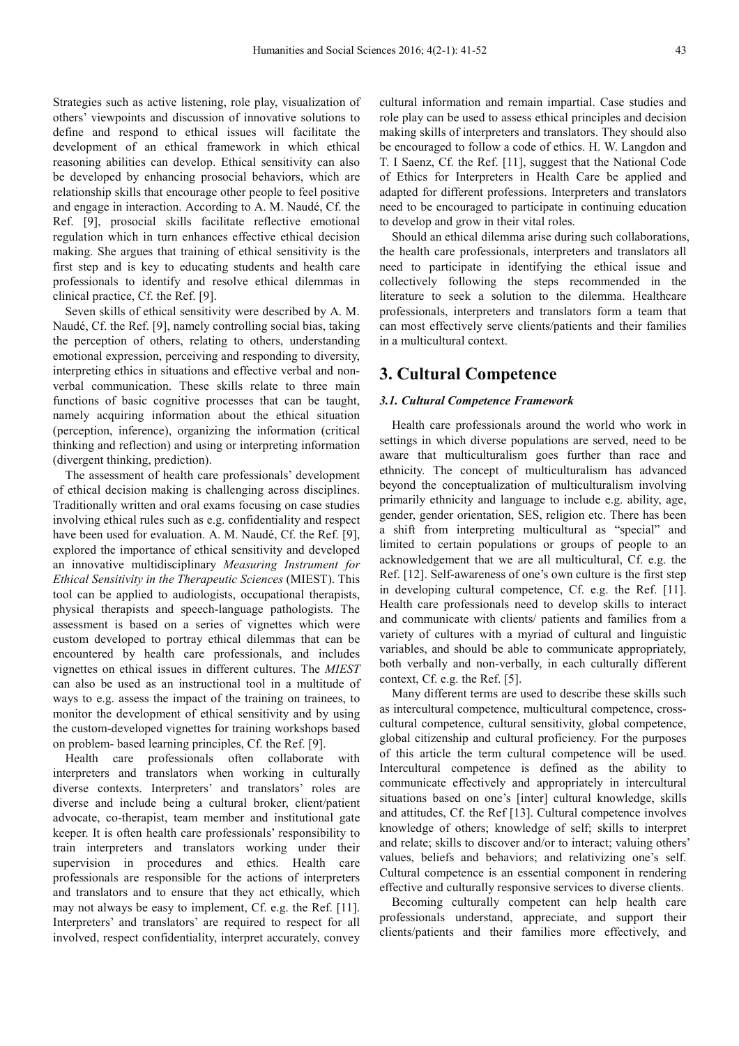Strategies such as active listening, role play, visualization of others' viewpoints and discussion of innovative solutions to define and respond to ethical issues will facilitate the development of an ethical framework in which ethical reasoning abilities can develop. Ethical sensitivity can also be developed by enhancing prosocial behaviors, which are relationship skills that encourage other people to feel positive and engage in interaction. According to A. M. Naudé, Cf. the Ref. [9], prosocial skills facilitate reflective emotional regulation which in turn enhances effective ethical decision making. She argues that training of ethical sensitivity is the first step and is key to educating students and health care professionals to identify and resolve ethical dilemmas in clinical practice, Cf. the Ref. [9].

Seven skills of ethical sensitivity were described by A. M. Naudé, Cf. the Ref. [9], namely controlling social bias, taking the perception of others, relating to others, understanding emotional expression, perceiving and responding to diversity, interpreting ethics in situations and effective verbal and non-verbal communication. These skills relate to three main functions of basic cognitive processes that can be taught, namely acquiring information about the ethical situation (perception, inference), organizing the information (critical thinking and reflection) and using or interpreting information (divergent thinking, prediction).

The assessment of health care professionals' development of ethical decision making is challenging across disciplines. Traditionally written and oral exams focusing on case studies involving ethical rules such as e.g. confidentiality and respect have been used for evaluation. A. M. Naudé, Cf. the Ref. [9], explored the importance of ethical sensitivity and developed an innovative multidisciplinary *Measuring Instrument for Ethical Sensitivity in the Therapeutic Sciences* (MIEST). This tool can be applied to audiologists, occupational therapists, physical therapists and speech-language pathologists. The assessment is based on a series of vignettes which were custom developed to portray ethical dilemmas that can be encountered by health care professionals, and includes vignettes on ethical issues in different cultures. The *MIEST* can also be used as an instructional tool in a multitude of ways to e.g. assess the impact of the training on trainees, to monitor the development of ethical sensitivity and by using the custom-developed vignettes for training workshops based on problem- based learning principles, Cf. the Ref. [9].

Health care professionals often collaborate with interpreters and translators when working in culturally diverse contexts. Interpreters' and translators' roles are diverse and include being a cultural broker, client/patient advocate, co-therapist, team member and institutional gate keeper. It is often health care professionals' responsibility to train interpreters and translators working under their supervision in procedures and ethics. Health care professionals are responsible for the actions of interpreters and translators and to ensure that they act ethically, which may not always be easy to implement, Cf. e.g. the Ref. [11]. Interpreters' and translators' are required to respect for all involved, respect confidentiality, interpret accurately, convey cultural information and remain impartial. Case studies and role play can be used to assess ethical principles and decision making skills of interpreters and translators. They should also be encouraged to follow a code of ethics. H. W. Langdon and T. I Saenz, Cf. the Ref. [11], suggest that the National Code of Ethics for Interpreters in Health Care be applied and adapted for different professions. Interpreters and translators need to be encouraged to participate in continuing education to develop and grow in their vital roles.

Should an ethical dilemma arise during such collaborations, the health care professionals, interpreters and translators all need to participate in identifying the ethical issue and collectively following the steps recommended in the literature to seek a solution to the dilemma. Healthcare professionals, interpreters and translators form a team that can most effectively serve clients/patients and their families in a multicultural context.

## 3. Cultural Competence

### 3.1. Cultural Competence Framework

Health care professionals around the world who work in settings in which diverse populations are served, need to be aware that multiculturalism goes further than race and ethnicity. The concept of multiculturalism has advanced beyond the conceptualization of multiculturalism involving primarily ethnicity and language to include e.g. ability, age, gender, gender orientation, SES, religion etc. There has been a shift from interpreting multicultural as "special" and limited to certain populations or groups of people to an acknowledgement that we are all multicultural, Cf. e.g. the Ref. [12]. Self-awareness of one's own culture is the first step in developing cultural competence, Cf. e.g. the Ref. [11]. Health care professionals need to develop skills to interact and communicate with clients/ patients and families from a variety of cultures with a myriad of cultural and linguistic variables, and should be able to communicate appropriately, both verbally and non-verbally, in each culturally different context, Cf. e.g. the Ref. [5].

Many different terms are used to describe these skills such as intercultural competence, multicultural competence, cross-cultural competence, cultural sensitivity, global competence, global citizenship and cultural proficiency. For the purposes of this article the term cultural competence will be used. Intercultural competence is defined as the ability to communicate effectively and appropriately in intercultural situations based on one's [inter] cultural knowledge, skills and attitudes, Cf. the Ref [13]. Cultural competence involves knowledge of others; knowledge of self; skills to interpret and relate; skills to discover and/or to interact; valuing others' values, beliefs and behaviors; and relativizing one's self. Cultural competence is an essential component in rendering effective and culturally responsive services to diverse clients.

Becoming culturally competent can help health care professionals understand, appreciate, and support their clients/patients and their families more effectively, and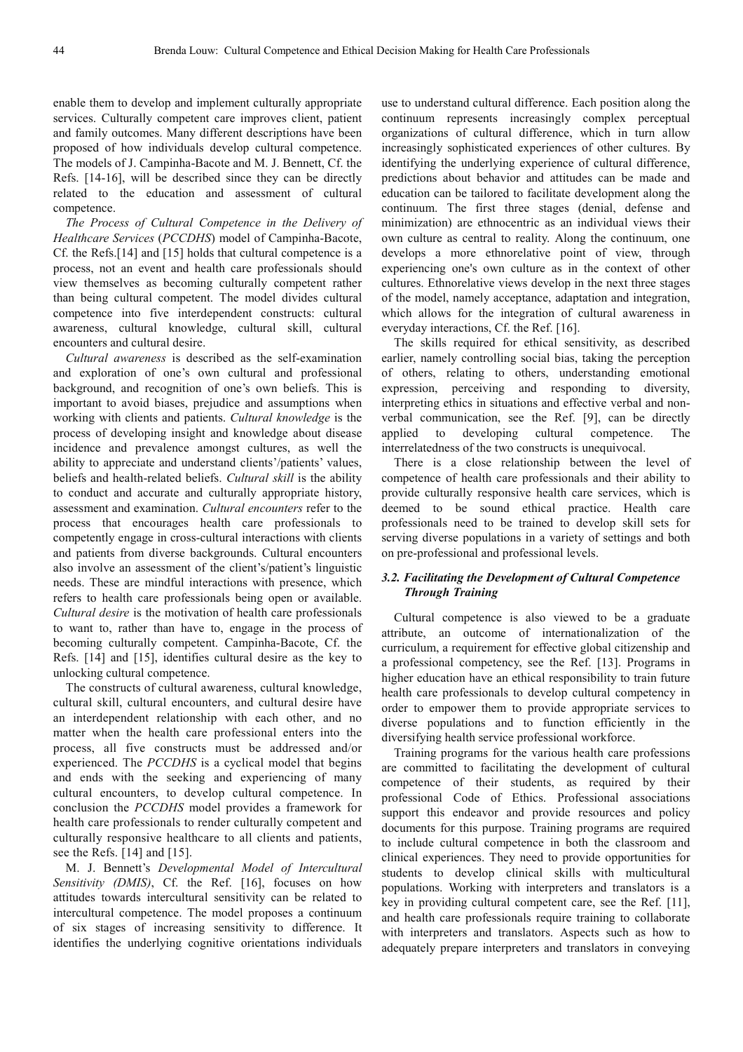enable them to develop and implement culturally appropriate services. Culturally competent care improves client, patient and family outcomes. Many different descriptions have been proposed of how individuals develop cultural competence. The models of J. Campinha-Bacote and M. J. Bennett, Cf. the Refs. [14-16], will be described since they can be directly related to the education and assessment of cultural competence.

*The Process of Cultural Competence in the Delivery of Healthcare Services* (*PCCDHS*) model of Campinha-Bacote, Cf. the Refs.[14] and [15] holds that cultural competence is a process, not an event and health care professionals should view themselves as becoming culturally competent rather than being cultural competent. The model divides cultural competence into five interdependent constructs: cultural awareness, cultural knowledge, cultural skill, cultural encounters and cultural desire.

*Cultural awareness* is described as the self-examination and exploration of one's own cultural and professional background, and recognition of one's own beliefs. This is important to avoid biases, prejudice and assumptions when working with clients and patients. *Cultural knowledge* is the process of developing insight and knowledge about disease incidence and prevalence amongst cultures, as well the ability to appreciate and understand clients'/patients' values, beliefs and health-related beliefs. *Cultural skill* is the ability to conduct and accurate and culturally appropriate history, assessment and examination. *Cultural encounters* refer to the process that encourages health care professionals to competently engage in cross-cultural interactions with clients and patients from diverse backgrounds. Cultural encounters also involve an assessment of the client's/patient's linguistic needs. These are mindful interactions with presence, which refers to health care professionals being open or available. *Cultural desire* is the motivation of health care professionals to want to, rather than have to, engage in the process of becoming culturally competent. Campinha-Bacote, Cf. the Refs. [14] and [15], identifies cultural desire as the key to unlocking cultural competence.

The constructs of cultural awareness, cultural knowledge, cultural skill, cultural encounters, and cultural desire have an interdependent relationship with each other, and no matter when the health care professional enters into the process, all five constructs must be addressed and/or experienced. The *PCCDHS* is a cyclical model that begins and ends with the seeking and experiencing of many cultural encounters, to develop cultural competence. In conclusion the *PCCDHS* model provides a framework for health care professionals to render culturally competent and culturally responsive healthcare to all clients and patients, see the Refs. [14] and [15].

M. J. Bennett's *Developmental Model of Intercultural Sensitivity (DMIS)*, Cf. the Ref. [16], focuses on how attitudes towards intercultural sensitivity can be related to intercultural competence. The model proposes a continuum of six stages of increasing sensitivity to difference. It identifies the underlying cognitive orientations individuals use to understand cultural difference. Each position along the continuum represents increasingly complex perceptual organizations of cultural difference, which in turn allow increasingly sophisticated experiences of other cultures. By identifying the underlying experience of cultural difference, predictions about behavior and attitudes can be made and education can be tailored to facilitate development along the continuum. The first three stages (denial, defense and minimization) are ethnocentric as an individual views their own culture as central to reality. Along the continuum, one develops a more ethnorelative point of view, through experiencing one's own culture as in the context of other cultures. Ethnorelative views develop in the next three stages of the model, namely acceptance, adaptation and integration, which allows for the integration of cultural awareness in everyday interactions, Cf. the Ref. [16].

The skills required for ethical sensitivity, as described earlier, namely controlling social bias, taking the perception of others, relating to others, understanding emotional expression, perceiving and responding to diversity, interpreting ethics in situations and effective verbal and non-verbal communication, see the Ref. [9], can be directly applied to developing cultural competence. The interrelatedness of the two constructs is unequivocal.

There is a close relationship between the level of competence of health care professionals and their ability to provide culturally responsive health care services, which is deemed to be sound ethical practice. Health care professionals need to be trained to develop skill sets for serving diverse populations in a variety of settings and both on pre-professional and professional levels.

### 3.2. Facilitating the Development of Cultural Competence Through Training

Cultural competence is also viewed to be a graduate attribute, an outcome of internationalization of the curriculum, a requirement for effective global citizenship and a professional competency, see the Ref. [13]. Programs in higher education have an ethical responsibility to train future health care professionals to develop cultural competency in order to empower them to provide appropriate services to diverse populations and to function efficiently in the diversifying health service professional workforce.

Training programs for the various health care professions are committed to facilitating the development of cultural competence of their students, as required by their professional Code of Ethics. Professional associations support this endeavor and provide resources and policy documents for this purpose. Training programs are required to include cultural competence in both the classroom and clinical experiences. They need to provide opportunities for students to develop clinical skills with multicultural populations. Working with interpreters and translators is a key in providing cultural competent care, see the Ref. [11], and health care professionals require training to collaborate with interpreters and translators. Aspects such as how to adequately prepare interpreters and translators in conveying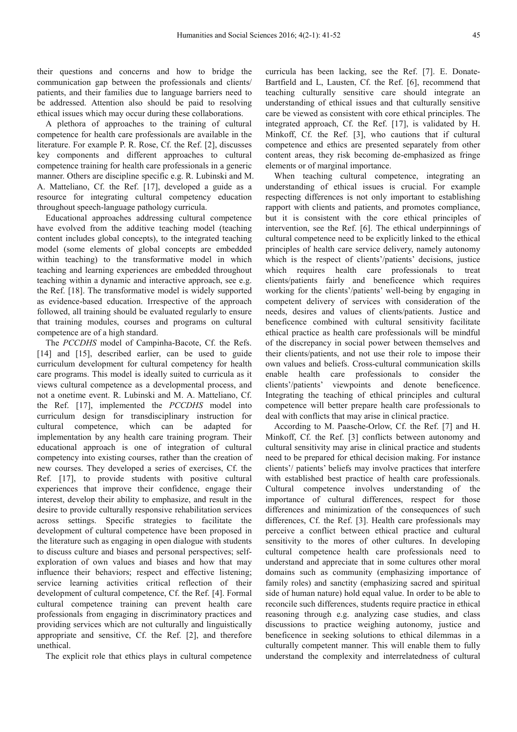their questions and concerns and how to bridge the communication gap between the professionals and clients/ patients, and their families due to language barriers need to be addressed. Attention also should be paid to resolving ethical issues which may occur during these collaborations.

A plethora of approaches to the training of cultural competence for health care professionals are available in the literature. For example P. R. Rose, Cf. the Ref. [2], discusses key components and different approaches to cultural competence training for health care professionals in a generic manner. Others are discipline specific e.g. R. Lubinski and M. A. Matteliano, Cf. the Ref. [17], developed a guide as a resource for integrating cultural competency education throughout speech-language pathology curricula.

Educational approaches addressing cultural competence have evolved from the additive teaching model (teaching content includes global concepts), to the integrated teaching model (some elements of global concepts are embedded within teaching) to the transformative model in which teaching and learning experiences are embedded throughout teaching within a dynamic and interactive approach, see e.g. the Ref. [18]. The transformative model is widely supported as evidence-based education. Irrespective of the approach followed, all training should be evaluated regularly to ensure that training modules, courses and programs on cultural competence are of a high standard.

The *PCCDHS* model of Campinha-Bacote, Cf. the Refs. [14] and [15], described earlier, can be used to guide curriculum development for cultural competency for health care programs. This model is ideally suited to curricula as it views cultural competence as a developmental process, and not a onetime event. R. Lubinski and M. A. Matteliano, Cf. the Ref. [17], implemented the *PCCDHS* model into curriculum design for transdisciplinary instruction for cultural competence, which can be adapted for implementation by any health care training program. Their educational approach is one of integration of cultural competency into existing courses, rather than the creation of new courses. They developed a series of exercises, Cf. the Ref. [17], to provide students with positive cultural experiences that improve their confidence, engage their interest, develop their ability to emphasize, and result in the desire to provide culturally responsive rehabilitation services across settings. Specific strategies to facilitate the development of cultural competence have been proposed in the literature such as engaging in open dialogue with students to discuss culture and biases and personal perspectives; self-exploration of own values and biases and how that may influence their behaviors; respect and effective listening; service learning activities critical reflection of their development of cultural competence, Cf. the Ref. [4]. Formal cultural competence training can prevent health care professionals from engaging in discriminatory practices and providing services which are not culturally and linguistically appropriate and sensitive, Cf. the Ref. [2], and therefore unethical.

The explicit role that ethics plays in cultural competence curricula has been lacking, see the Ref. [7]. E. Donate-Bartfield and L, Lausten, Cf. the Ref. [6], recommend that teaching culturally sensitive care should integrate an understanding of ethical issues and that culturally sensitive care be viewed as consistent with core ethical principles. The integrated approach, Cf. the Ref. [17], is validated by H. Minkoff, Cf. the Ref. [3], who cautions that if cultural competence and ethics are presented separately from other content areas, they risk becoming de-emphasized as fringe elements or of marginal importance.

When teaching cultural competence, integrating an understanding of ethical issues is crucial. For example respecting differences is not only important to establishing rapport with clients and patients, and promotes compliance, but it is consistent with the core ethical principles of intervention, see the Ref. [6]. The ethical underpinnings of cultural competence need to be explicitly linked to the ethical principles of health care service delivery, namely autonomy which is the respect of clients'/patients' decisions, justice which requires health care professionals to treat clients/patients fairly and beneficence which requires working for the clients'/patients' well-being by engaging in competent delivery of services with consideration of the needs, desires and values of clients/patients. Justice and beneficence combined with cultural sensitivity facilitate ethical practice as health care professionals will be mindful of the discrepancy in social power between themselves and their clients/patients, and not use their role to impose their own values and beliefs. Cross-cultural communication skills enable health care professionals to consider the clients'/patients' viewpoints and denote beneficence. Integrating the teaching of ethical principles and cultural competence will better prepare health care professionals to deal with conflicts that may arise in clinical practice.

According to M. Paasche-Orlow, Cf. the Ref. [7] and H. Minkoff, Cf. the Ref. [3] conflicts between autonomy and cultural sensitivity may arise in clinical practice and students need to be prepared for ethical decision making. For instance clients'/ patients' beliefs may involve practices that interfere with established best practice of health care professionals. Cultural competence involves understanding of the importance of cultural differences, respect for those differences and minimization of the consequences of such differences, Cf. the Ref. [3]. Health care professionals may perceive a conflict between ethical practice and cultural sensitivity to the mores of other cultures. In developing cultural competence health care professionals need to understand and appreciate that in some cultures other moral domains such as community (emphasizing importance of family roles) and sanctity (emphasizing sacred and spiritual side of human nature) hold equal value. In order to be able to reconcile such differences, students require practice in ethical reasoning through e.g. analyzing case studies, and class discussions to practice weighing autonomy, justice and beneficence in seeking solutions to ethical dilemmas in a culturally competent manner. This will enable them to fully understand the complexity and interrelatedness of cultural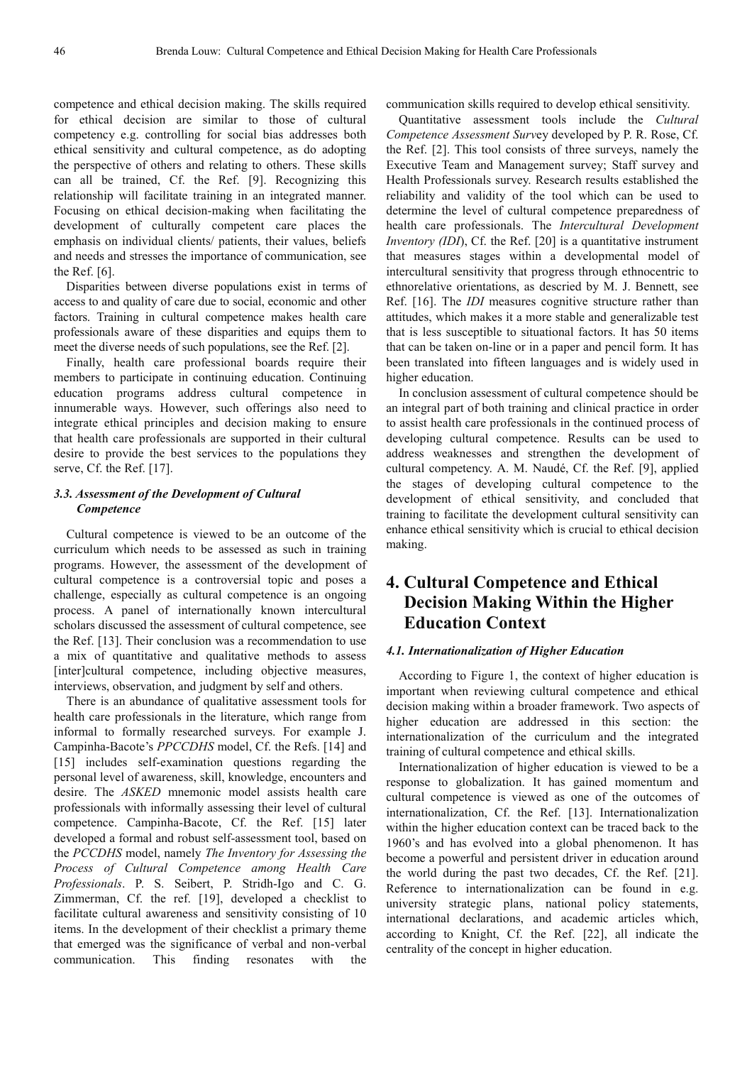competence and ethical decision making. The skills required for ethical decision are similar to those of cultural competency e.g. controlling for social bias addresses both ethical sensitivity and cultural competence, as do adopting the perspective of others and relating to others. These skills can all be trained, Cf. the Ref. [9]. Recognizing this relationship will facilitate training in an integrated manner. Focusing on ethical decision-making when facilitating the development of culturally competent care places the emphasis on individual clients/ patients, their values, beliefs and needs and stresses the importance of communication, see the Ref. [6].

Disparities between diverse populations exist in terms of access to and quality of care due to social, economic and other factors. Training in cultural competence makes health care professionals aware of these disparities and equips them to meet the diverse needs of such populations, see the Ref. [2].

Finally, health care professional boards require their members to participate in continuing education. Continuing education programs address cultural competence in innumerable ways. However, such offerings also need to integrate ethical principles and decision making to ensure that health care professionals are supported in their cultural desire to provide the best services to the populations they serve, Cf. the Ref. [17].

### 3.3. Assessment of the Development of Cultural Competence

Cultural competence is viewed to be an outcome of the curriculum which needs to be assessed as such in training programs. However, the assessment of the development of cultural competence is a controversial topic and poses a challenge, especially as cultural competence is an ongoing process. A panel of internationally known intercultural scholars discussed the assessment of cultural competence, see the Ref. [13]. Their conclusion was a recommendation to use a mix of quantitative and qualitative methods to assess [inter]cultural competence, including objective measures, interviews, observation, and judgment by self and others.

There is an abundance of qualitative assessment tools for health care professionals in the literature, which range from informal to formally researched surveys. For example J. Campinha-Bacote's *PPCCDHS* model, Cf. the Refs. [14] and [15] includes self-examination questions regarding the personal level of awareness, skill, knowledge, encounters and desire. The *ASKED* mnemonic model assists health care professionals with informally assessing their level of cultural competence. Campinha-Bacote, Cf. the Ref. [15] later developed a formal and robust self-assessment tool, based on the *PCCDHS* model, namely *The Inventory for Assessing the Process of Cultural Competence among Health Care Professionals*. P. S. Seibert, P. Stridh-Igo and C. G. Zimmerman, Cf. the ref. [19], developed a checklist to facilitate cultural awareness and sensitivity consisting of 10 items. In the development of their checklist a primary theme that emerged was the significance of verbal and non-verbal communication. This finding resonates with the communication skills required to develop ethical sensitivity.

Quantitative assessment tools include the *Cultural Competence Assessment Survey* developed by P. R. Rose, Cf. the Ref. [2]. This tool consists of three surveys, namely the Executive Team and Management survey; Staff survey and Health Professionals survey. Research results established the reliability and validity of the tool which can be used to determine the level of cultural competence preparedness of health care professionals. The *Intercultural Development Inventory (IDI)*, Cf. the Ref. [20] is a quantitative instrument that measures stages within a developmental model of intercultural sensitivity that progress through ethnocentric to ethnorelative orientations, as descried by M. J. Bennett, see Ref. [16]. The *IDI* measures cognitive structure rather than attitudes, which makes it a more stable and generalizable test that is less susceptible to situational factors. It has 50 items that can be taken on-line or in a paper and pencil form. It has been translated into fifteen languages and is widely used in higher education.

In conclusion assessment of cultural competence should be an integral part of both training and clinical practice in order to assist health care professionals in the continued process of developing cultural competence. Results can be used to address weaknesses and strengthen the development of cultural competency. A. M. Naudé, Cf. the Ref. [9], applied the stages of developing cultural competence to the development of ethical sensitivity, and concluded that training to facilitate the development cultural sensitivity can enhance ethical sensitivity which is crucial to ethical decision making.

## 4. Cultural Competence and Ethical Decision Making Within the Higher Education Context

### 4.1. Internationalization of Higher Education

According to Figure 1, the context of higher education is important when reviewing cultural competence and ethical decision making within a broader framework. Two aspects of higher education are addressed in this section: the internationalization of the curriculum and the integrated training of cultural competence and ethical skills.

Internationalization of higher education is viewed to be a response to globalization. It has gained momentum and cultural competence is viewed as one of the outcomes of internationalization, Cf. the Ref. [13]. Internationalization within the higher education context can be traced back to the 1960's and has evolved into a global phenomenon. It has become a powerful and persistent driver in education around the world during the past two decades, Cf. the Ref. [21]. Reference to internationalization can be found in e.g. university strategic plans, national policy statements, international declarations, and academic articles which, according to Knight, Cf. the Ref. [22], all indicate the centrality of the concept in higher education.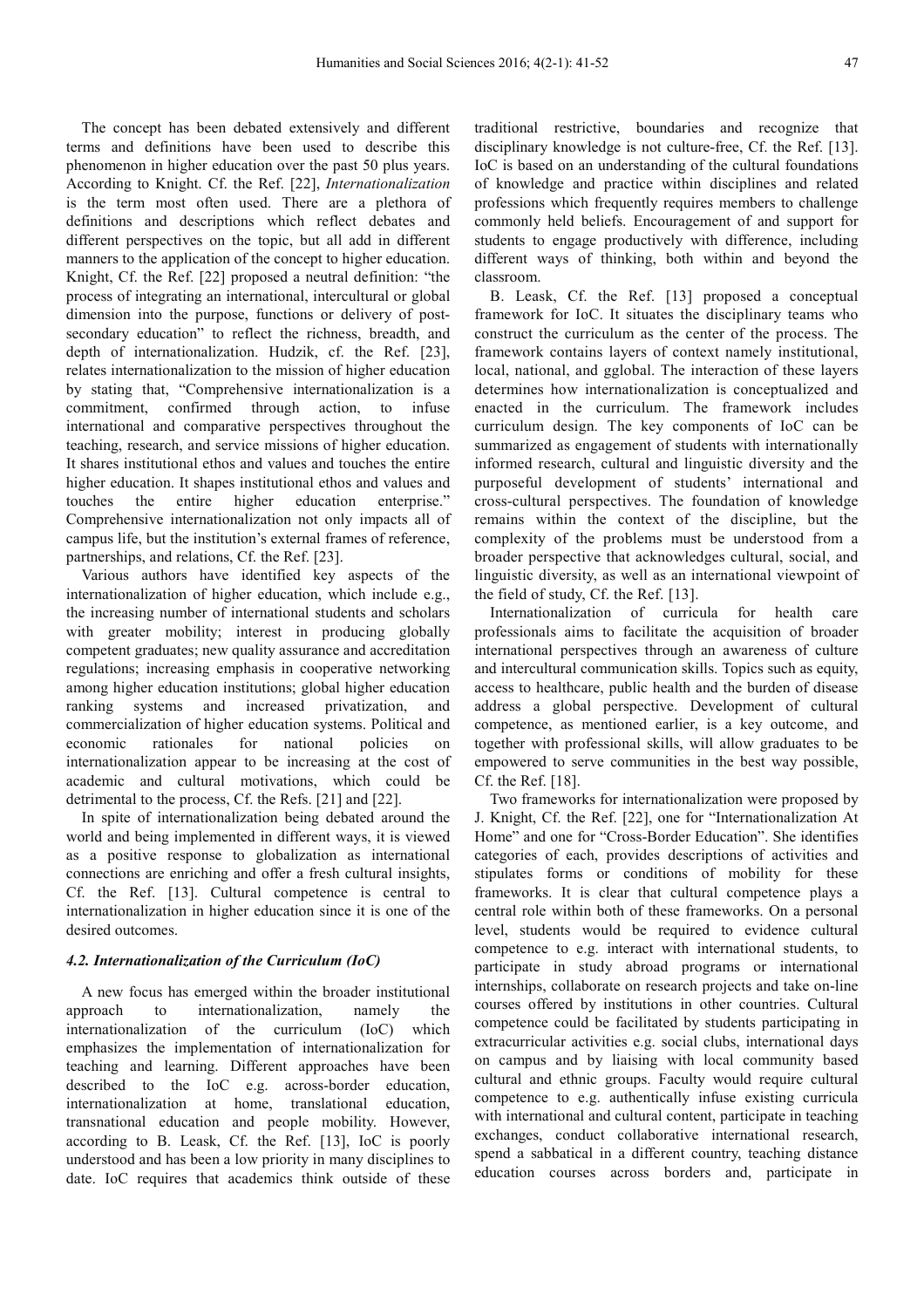The concept has been debated extensively and different terms and definitions have been used to describe this phenomenon in higher education over the past 50 plus years. According to Knight. Cf. the Ref. [22], *Internationalization* is the term most often used. There are a plethora of definitions and descriptions which reflect debates and different perspectives on the topic, but all add in different manners to the application of the concept to higher education. Knight, Cf. the Ref. [22] proposed a neutral definition: "the process of integrating an international, intercultural or global dimension into the purpose, functions or delivery of post-secondary education" to reflect the richness, breadth, and depth of internationalization. Hudzik, cf. the Ref. [23], relates internationalization to the mission of higher education by stating that, "Comprehensive internationalization is a commitment, confirmed through action, to infuse international and comparative perspectives throughout the teaching, research, and service missions of higher education. It shares institutional ethos and values and touches the entire higher education. It shapes institutional ethos and values and touches the entire higher education enterprise." Comprehensive internationalization not only impacts all of campus life, but the institution's external frames of reference, partnerships, and relations, Cf. the Ref. [23].

Various authors have identified key aspects of the internationalization of higher education, which include e.g., the increasing number of international students and scholars with greater mobility; interest in producing globally competent graduates; new quality assurance and accreditation regulations; increasing emphasis in cooperative networking among higher education institutions; global higher education ranking systems and increased privatization, and commercialization of higher education systems. Political and economic rationales for national policies on internationalization appear to be increasing at the cost of academic and cultural motivations, which could be detrimental to the process, Cf. the Refs. [21] and [22].

In spite of internationalization being debated around the world and being implemented in different ways, it is viewed as a positive response to globalization as international connections are enriching and offer a fresh cultural insights, Cf. the Ref. [13]. Cultural competence is central to internationalization in higher education since it is one of the desired outcomes.

#### *4.2. Internationalization of the Curriculum (IoC)*

A new focus has emerged within the broader institutional approach to internationalization, namely the internationalization of the curriculum (IoC) which emphasizes the implementation of internationalization for teaching and learning. Different approaches have been described to the IoC e.g. across-border education, internationalization at home, translational education, transnational education and people mobility. However, according to B. Leask, Cf. the Ref. [13], IoC is poorly understood and has been a low priority in many disciplines to date. IoC requires that academics think outside of these traditional restrictive, boundaries and recognize that disciplinary knowledge is not culture-free, Cf. the Ref. [13]. IoC is based on an understanding of the cultural foundations of knowledge and practice within disciplines and related professions which frequently requires members to challenge commonly held beliefs. Encouragement of and support for students to engage productively with difference, including different ways of thinking, both within and beyond the classroom.

B. Leask, Cf. the Ref. [13] proposed a conceptual framework for IoC. It situates the disciplinary teams who construct the curriculum as the center of the process. The framework contains layers of context namely institutional, local, national, and gglobal. The interaction of these layers determines how internationalization is conceptualized and enacted in the curriculum. The framework includes curriculum design. The key components of IoC can be summarized as engagement of students with internationally informed research, cultural and linguistic diversity and the purposeful development of students' international and cross-cultural perspectives. The foundation of knowledge remains within the context of the discipline, but the complexity of the problems must be understood from a broader perspective that acknowledges cultural, social, and linguistic diversity, as well as an international viewpoint of the field of study, Cf. the Ref. [13].

Internationalization of curricula for health care professionals aims to facilitate the acquisition of broader international perspectives through an awareness of culture and intercultural communication skills. Topics such as equity, access to healthcare, public health and the burden of disease address a global perspective. Development of cultural competence, as mentioned earlier, is a key outcome, and together with professional skills, will allow graduates to be empowered to serve communities in the best way possible, Cf. the Ref. [18].

Two frameworks for internationalization were proposed by J. Knight, Cf. the Ref. [22], one for "Internationalization At Home" and one for "Cross-Border Education". She identifies categories of each, provides descriptions of activities and stipulates forms or conditions of mobility for these frameworks. It is clear that cultural competence plays a central role within both of these frameworks. On a personal level, students would be required to evidence cultural competence to e.g. interact with international students, to participate in study abroad programs or international internships, collaborate on research projects and take on-line courses offered by institutions in other countries. Cultural competence could be facilitated by students participating in extracurricular activities e.g. social clubs, international days on campus and by liaising with local community based cultural and ethnic groups. Faculty would require cultural competence to e.g. authentically infuse existing curricula with international and cultural content, participate in teaching exchanges, conduct collaborative international research, spend a sabbatical in a different country, teaching distance education courses across borders and, participate in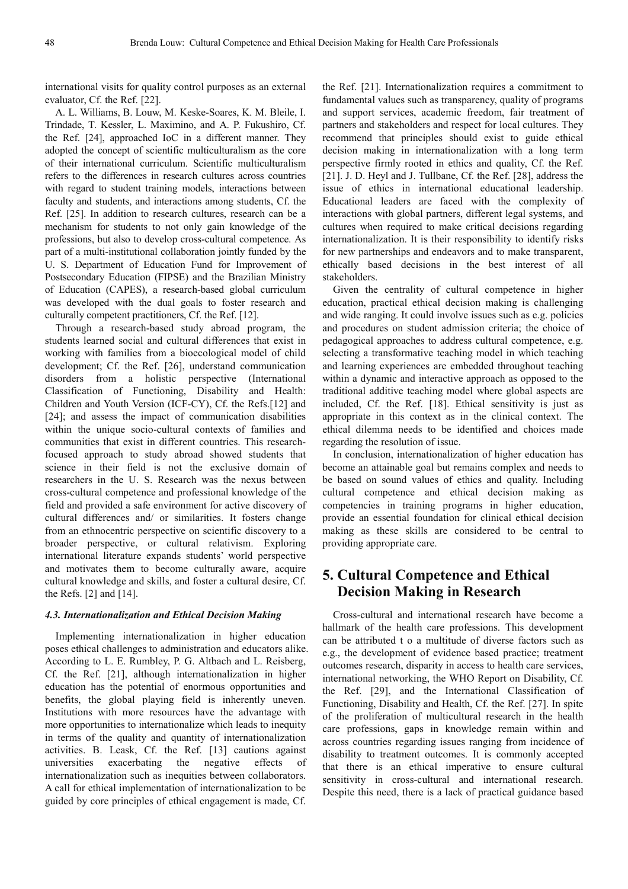international visits for quality control purposes as an external evaluator, Cf. the Ref. [22].

A. L. Williams, B. Louw, M. Keske-Soares, K. M. Bleile, I. Trindade, T. Kessler, L. Maximino, and A. P. Fukushiro, Cf. the Ref. [24], approached IoC in a different manner. They adopted the concept of scientific multiculturalism as the core of their international curriculum. Scientific multiculturalism refers to the differences in research cultures across countries with regard to student training models, interactions between faculty and students, and interactions among students, Cf. the Ref. [25]. In addition to research cultures, research can be a mechanism for students to not only gain knowledge of the professions, but also to develop cross-cultural competence. As part of a multi-institutional collaboration jointly funded by the U. S. Department of Education Fund for Improvement of Postsecondary Education (FIPSE) and the Brazilian Ministry of Education (CAPES), a research-based global curriculum was developed with the dual goals to foster research and culturally competent practitioners, Cf. the Ref. [12].

Through a research-based study abroad program, the students learned social and cultural differences that exist in working with families from a bioecological model of child development; Cf. the Ref. [26], understand communication disorders from a holistic perspective (International Classification of Functioning, Disability and Health: Children and Youth Version (ICF-CY), Cf. the Refs.[12] and [24]; and assess the impact of communication disabilities within the unique socio-cultural contexts of families and communities that exist in different countries. This research-focused approach to study abroad showed students that science in their field is not the exclusive domain of researchers in the U. S. Research was the nexus between cross-cultural competence and professional knowledge of the field and provided a safe environment for active discovery of cultural differences and/ or similarities. It fosters change from an ethnocentric perspective on scientific discovery to a broader perspective, or cultural relativism. Exploring international literature expands students' world perspective and motivates them to become culturally aware, acquire cultural knowledge and skills, and foster a cultural desire, Cf. the Refs. [2] and [14].

### *4.3. Internationalization and Ethical Decision Making*

Implementing internationalization in higher education poses ethical challenges to administration and educators alike. According to L. E. Rumbley, P. G. Altbach and L. Reisberg, Cf. the Ref. [21], although internationalization in higher education has the potential of enormous opportunities and benefits, the global playing field is inherently uneven. Institutions with more resources have the advantage with more opportunities to internationalize which leads to inequity in terms of the quality and quantity of internationalization activities. B. Leask, Cf. the Ref. [13] cautions against universities exacerbating the negative effects of internationalization such as inequities between collaborators. A call for ethical implementation of internationalization to be guided by core principles of ethical engagement is made, Cf. the Ref. [21]. Internationalization requires a commitment to fundamental values such as transparency, quality of programs and support services, academic freedom, fair treatment of partners and stakeholders and respect for local cultures. They recommend that principles should exist to guide ethical decision making in internationalization with a long term perspective firmly rooted in ethics and quality, Cf. the Ref. [21]. J. D. Heyl and J. Tullbane, Cf. the Ref. [28], address the issue of ethics in international educational leadership. Educational leaders are faced with the complexity of interactions with global partners, different legal systems, and cultures when required to make critical decisions regarding internationalization. It is their responsibility to identify risks for new partnerships and endeavors and to make transparent, ethically based decisions in the best interest of all stakeholders.

Given the centrality of cultural competence in higher education, practical ethical decision making is challenging and wide ranging. It could involve issues such as e.g. policies and procedures on student admission criteria; the choice of pedagogical approaches to address cultural competence, e.g. selecting a transformative teaching model in which teaching and learning experiences are embedded throughout teaching within a dynamic and interactive approach as opposed to the traditional additive teaching model where global aspects are included, Cf. the Ref. [18]. Ethical sensitivity is just as appropriate in this context as in the clinical context. The ethical dilemma needs to be identified and choices made regarding the resolution of issue.

In conclusion, internationalization of higher education has become an attainable goal but remains complex and needs to be based on sound values of ethics and quality. Including cultural competence and ethical decision making as competencies in training programs in higher education, provide an essential foundation for clinical ethical decision making as these skills are considered to be central to providing appropriate care.

## 5. Cultural Competence and Ethical Decision Making in Research

Cross-cultural and international research have become a hallmark of the health care professions. This development can be attributed t o a multitude of diverse factors such as e.g., the development of evidence based practice; treatment outcomes research, disparity in access to health care services, international networking, the WHO Report on Disability, Cf. the Ref. [29], and the International Classification of Functioning, Disability and Health, Cf. the Ref. [27]. In spite of the proliferation of multicultural research in the health care professions, gaps in knowledge remain within and across countries regarding issues ranging from incidence of disability to treatment outcomes. It is commonly accepted that there is an ethical imperative to ensure cultural sensitivity in cross-cultural and international research. Despite this need, there is a lack of practical guidance based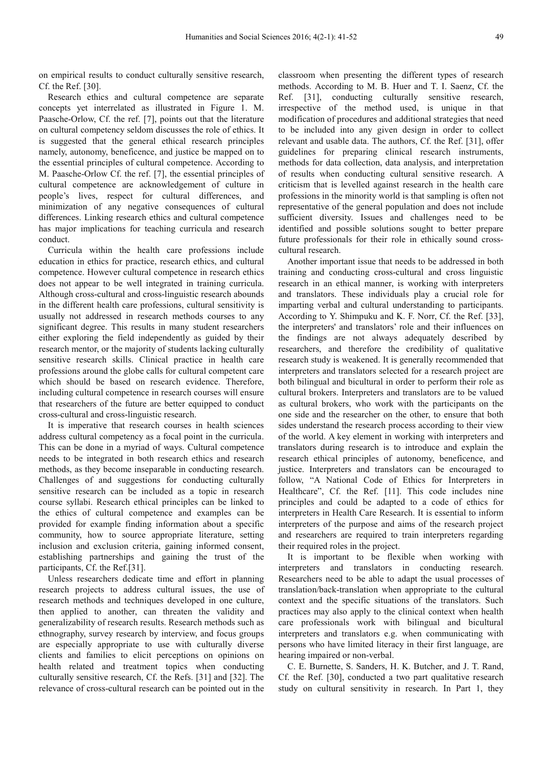on empirical results to conduct culturally sensitive research, Cf. the Ref. [30].

Research ethics and cultural competence are separate concepts yet interrelated as illustrated in Figure 1. M. Paasche-Orlow, Cf. the ref. [7], points out that the literature on cultural competency seldom discusses the role of ethics. It is suggested that the general ethical research principles namely, autonomy, beneficence, and justice be mapped on to the essential principles of cultural competence. According to M. Paasche-Orlow Cf. the ref. [7], the essential principles of cultural competence are acknowledgement of culture in people's lives, respect for cultural differences, and minimization of any negative consequences of cultural differences. Linking research ethics and cultural competence has major implications for teaching curricula and research conduct.

Curricula within the health care professions include education in ethics for practice, research ethics, and cultural competence. However cultural competence in research ethics does not appear to be well integrated in training curricula. Although cross-cultural and cross-linguistic research abounds in the different health care professions, cultural sensitivity is usually not addressed in research methods courses to any significant degree. This results in many student researchers either exploring the field independently as guided by their research mentor, or the majority of students lacking culturally sensitive research skills. Clinical practice in health care professions around the globe calls for cultural competent care which should be based on research evidence. Therefore, including cultural competence in research courses will ensure that researchers of the future are better equipped to conduct cross-cultural and cross-linguistic research.

It is imperative that research courses in health sciences address cultural competency as a focal point in the curricula. This can be done in a myriad of ways. Cultural competence needs to be integrated in both research ethics and research methods, as they become inseparable in conducting research. Challenges of and suggestions for conducting culturally sensitive research can be included as a topic in research course syllabi. Research ethical principles can be linked to the ethics of cultural competence and examples can be provided for example finding information about a specific community, how to source appropriate literature, setting inclusion and exclusion criteria, gaining informed consent, establishing partnerships and gaining the trust of the participants, Cf. the Ref.[31].

Unless researchers dedicate time and effort in planning research projects to address cultural issues, the use of research methods and techniques developed in one culture, then applied to another, can threaten the validity and generalizability of research results. Research methods such as ethnography, survey research by interview, and focus groups are especially appropriate to use with culturally diverse clients and families to elicit perceptions on opinions on health related and treatment topics when conducting culturally sensitive research, Cf. the Refs. [31] and [32]. The relevance of cross-cultural research can be pointed out in the classroom when presenting the different types of research methods. According to M. B. Huer and T. I. Saenz, Cf. the Ref. [31], conducting culturally sensitive research, irrespective of the method used, is unique in that modification of procedures and additional strategies that need to be included into any given design in order to collect relevant and usable data. The authors, Cf. the Ref. [31], offer guidelines for preparing clinical research instruments, methods for data collection, data analysis, and interpretation of results when conducting cultural sensitive research. A criticism that is levelled against research in the health care professions in the minority world is that sampling is often not representative of the general population and does not include sufficient diversity. Issues and challenges need to be identified and possible solutions sought to better prepare future professionals for their role in ethically sound cross-cultural research.

Another important issue that needs to be addressed in both training and conducting cross-cultural and cross linguistic research in an ethical manner, is working with interpreters and translators. These individuals play a crucial role for imparting verbal and cultural understanding to participants. According to Y. Shimpuku and K. F. Norr, Cf. the Ref. [33], the interpreters' and translators' role and their influences on the findings are not always adequately described by researchers, and therefore the credibility of qualitative research study is weakened. It is generally recommended that interpreters and translators selected for a research project are both bilingual and bicultural in order to perform their role as cultural brokers. Interpreters and translators are to be valued as cultural brokers, who work with the participants on the one side and the researcher on the other, to ensure that both sides understand the research process according to their view of the world. A key element in working with interpreters and translators during research is to introduce and explain the research ethical principles of autonomy, beneficence, and justice. Interpreters and translators can be encouraged to follow, "A National Code of Ethics for Interpreters in Healthcare", Cf. the Ref. [11]. This code includes nine principles and could be adapted to a code of ethics for interpreters in Health Care Research. It is essential to inform interpreters of the purpose and aims of the research project and researchers are required to train interpreters regarding their required roles in the project.

It is important to be flexible when working with interpreters and translators in conducting research. Researchers need to be able to adapt the usual processes of translation/back-translation when appropriate to the cultural context and the specific situations of the translators. Such practices may also apply to the clinical context when health care professionals work with bilingual and bicultural interpreters and translators e.g. when communicating with persons who have limited literacy in their first language, are hearing impaired or non-verbal.

C. E. Burnette, S. Sanders, H. K. Butcher, and J. T. Rand, Cf. the Ref. [30], conducted a two part qualitative research study on cultural sensitivity in research. In Part 1, they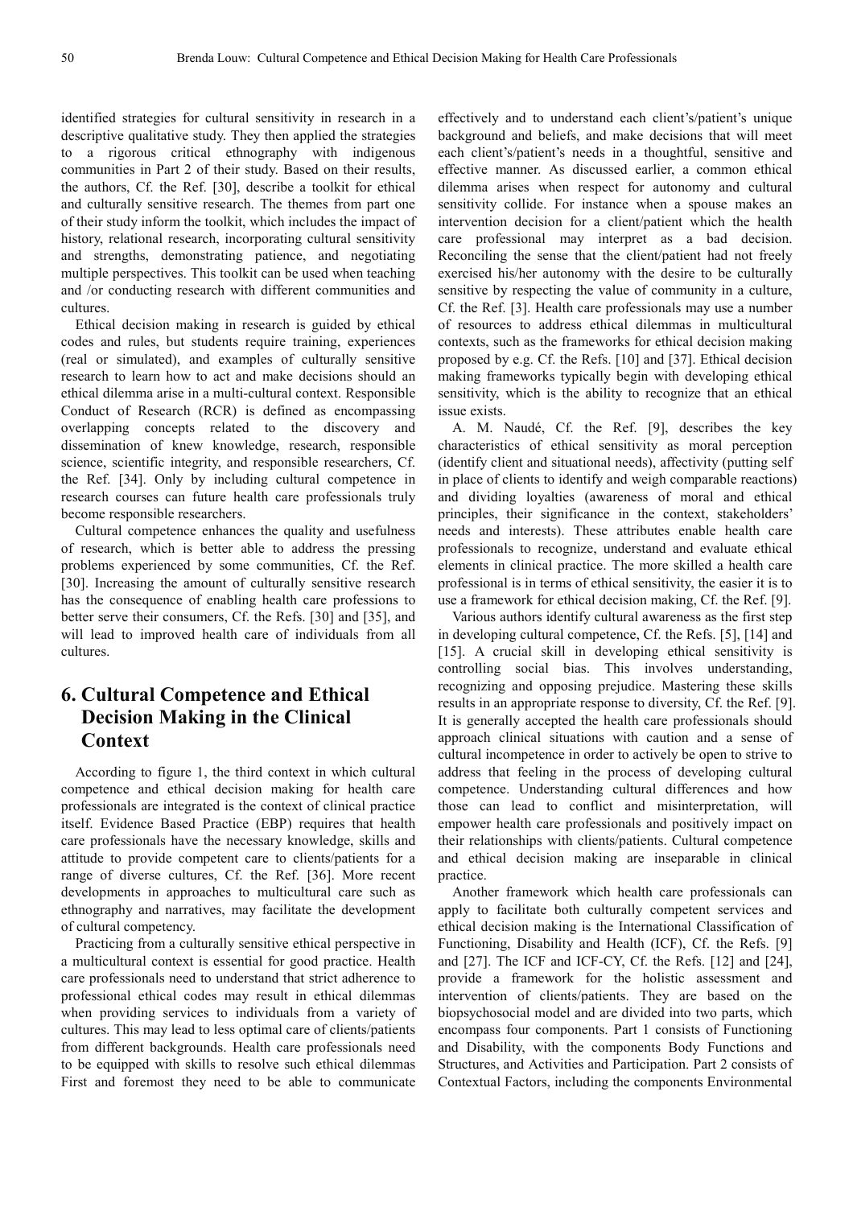identified strategies for cultural sensitivity in research in a descriptive qualitative study. They then applied the strategies to a rigorous critical ethnography with indigenous communities in Part 2 of their study. Based on their results, the authors, Cf. the Ref. [30], describe a toolkit for ethical and culturally sensitive research. The themes from part one of their study inform the toolkit, which includes the impact of history, relational research, incorporating cultural sensitivity and strengths, demonstrating patience, and negotiating multiple perspectives. This toolkit can be used when teaching and /or conducting research with different communities and cultures.

Ethical decision making in research is guided by ethical codes and rules, but students require training, experiences (real or simulated), and examples of culturally sensitive research to learn how to act and make decisions should an ethical dilemma arise in a multi-cultural context. Responsible Conduct of Research (RCR) is defined as encompassing overlapping concepts related to the discovery and dissemination of knew knowledge, research, responsible science, scientific integrity, and responsible researchers, Cf. the Ref. [34]. Only by including cultural competence in research courses can future health care professionals truly become responsible researchers.

Cultural competence enhances the quality and usefulness of research, which is better able to address the pressing problems experienced by some communities, Cf. the Ref. [30]. Increasing the amount of culturally sensitive research has the consequence of enabling health care professions to better serve their consumers, Cf. the Refs. [30] and [35], and will lead to improved health care of individuals from all cultures.

## 6. Cultural Competence and Ethical Decision Making in the Clinical Context

According to figure 1, the third context in which cultural competence and ethical decision making for health care professionals are integrated is the context of clinical practice itself. Evidence Based Practice (EBP) requires that health care professionals have the necessary knowledge, skills and attitude to provide competent care to clients/patients for a range of diverse cultures, Cf. the Ref. [36]. More recent developments in approaches to multicultural care such as ethnography and narratives, may facilitate the development of cultural competency.

Practicing from a culturally sensitive ethical perspective in a multicultural context is essential for good practice. Health care professionals need to understand that strict adherence to professional ethical codes may result in ethical dilemmas when providing services to individuals from a variety of cultures. This may lead to less optimal care of clients/patients from different backgrounds. Health care professionals need to be equipped with skills to resolve such ethical dilemmas First and foremost they need to be able to communicate effectively and to understand each client's/patient's unique background and beliefs, and make decisions that will meet each client's/patient's needs in a thoughtful, sensitive and effective manner. As discussed earlier, a common ethical dilemma arises when respect for autonomy and cultural sensitivity collide. For instance when a spouse makes an intervention decision for a client/patient which the health care professional may interpret as a bad decision. Reconciling the sense that the client/patient had not freely exercised his/her autonomy with the desire to be culturally sensitive by respecting the value of community in a culture, Cf. the Ref. [3]. Health care professionals may use a number of resources to address ethical dilemmas in multicultural contexts, such as the frameworks for ethical decision making proposed by e.g. Cf. the Refs. [10] and [37]. Ethical decision making frameworks typically begin with developing ethical sensitivity, which is the ability to recognize that an ethical issue exists.

A. M. Naudé, Cf. the Ref. [9], describes the key characteristics of ethical sensitivity as moral perception (identify client and situational needs), affectivity (putting self in place of clients to identify and weigh comparable reactions) and dividing loyalties (awareness of moral and ethical principles, their significance in the context, stakeholders' needs and interests). These attributes enable health care professionals to recognize, understand and evaluate ethical elements in clinical practice. The more skilled a health care professional is in terms of ethical sensitivity, the easier it is to use a framework for ethical decision making, Cf. the Ref. [9].

Various authors identify cultural awareness as the first step in developing cultural competence, Cf. the Refs. [5], [14] and [15]. A crucial skill in developing ethical sensitivity is controlling social bias. This involves understanding, recognizing and opposing prejudice. Mastering these skills results in an appropriate response to diversity, Cf. the Ref. [9]. It is generally accepted the health care professionals should approach clinical situations with caution and a sense of cultural incompetence in order to actively be open to strive to address that feeling in the process of developing cultural competence. Understanding cultural differences and how those can lead to conflict and misinterpretation, will empower health care professionals and positively impact on their relationships with clients/patients. Cultural competence and ethical decision making are inseparable in clinical practice.

Another framework which health care professionals can apply to facilitate both culturally competent services and ethical decision making is the International Classification of Functioning, Disability and Health (ICF), Cf. the Refs. [9] and [27]. The ICF and ICF-CY, Cf. the Refs. [12] and [24], provide a framework for the holistic assessment and intervention of clients/patients. They are based on the biopsychosocial model and are divided into two parts, which encompass four components. Part 1 consists of Functioning and Disability, with the components Body Functions and Structures, and Activities and Participation. Part 2 consists of Contextual Factors, including the components Environmental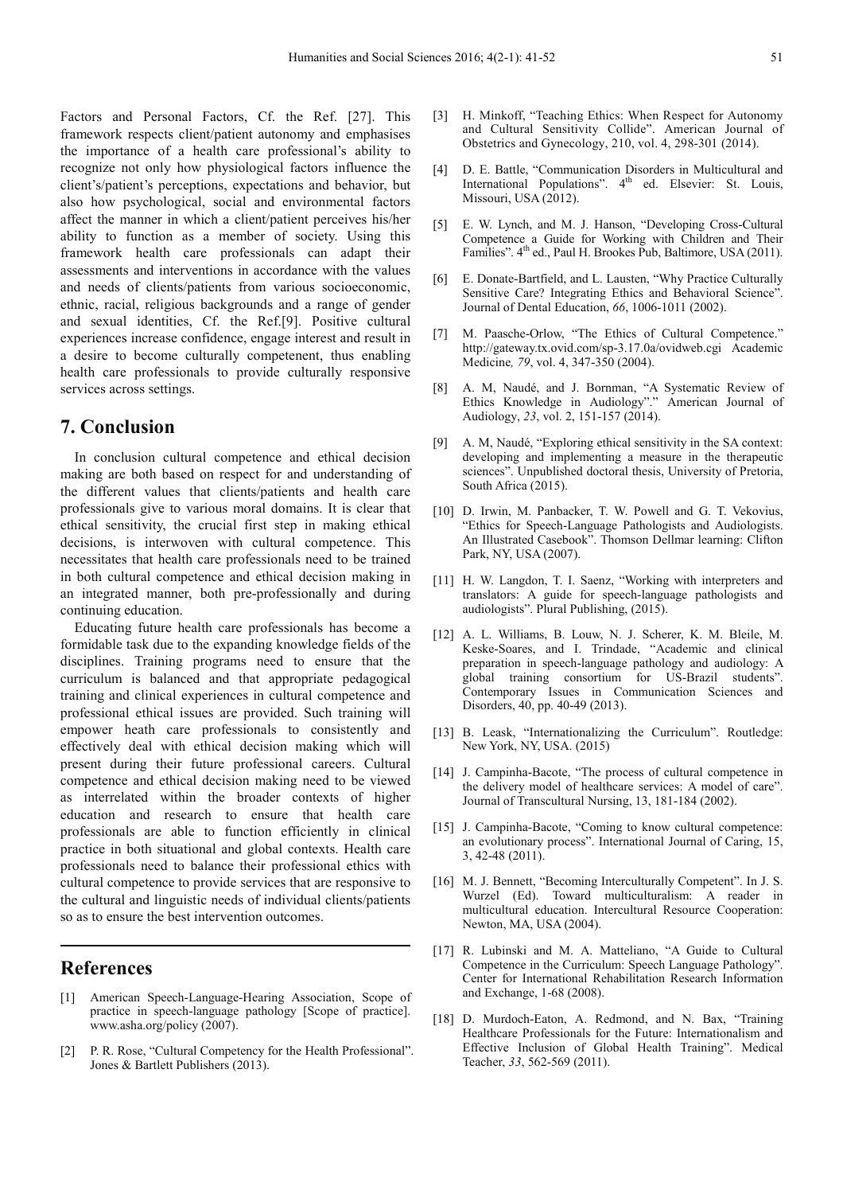Factors and Personal Factors, Cf. the Ref. [27]. This framework respects client/patient autonomy and emphasises the importance of a health care professional's ability to recognize not only how physiological factors influence the client's/patient's perceptions, expectations and behavior, but also how psychological, social and environmental factors affect the manner in which a client/patient perceives his/her ability to function as a member of society. Using this framework health care professionals can adapt their assessments and interventions in accordance with the values and needs of clients/patients from various socioeconomic, ethnic, racial, religious backgrounds and a range of gender and sexual identities, Cf. the Ref.[9]. Positive cultural experiences increase confidence, engage interest and result in a desire to become culturally competenent, thus enabling health care professionals to provide culturally responsive services across settings.

## 7. Conclusion

In conclusion cultural competence and ethical decision making are both based on respect for and understanding of the different values that clients/patients and health care professionals give to various moral domains. It is clear that ethical sensitivity, the crucial first step in making ethical decisions, is interwoven with cultural competence. This necessitates that health care professionals need to be trained in both cultural competence and ethical decision making in an integrated manner, both pre-professionally and during continuing education.

Educating future health care professionals has become a formidable task due to the expanding knowledge fields of the disciplines. Training programs need to ensure that the curriculum is balanced and that appropriate pedagogical training and clinical experiences in cultural competence and professional ethical issues are provided. Such training will empower heath care professionals to consistently and effectively deal with ethical decision making which will present during their future professional careers. Cultural competence and ethical decision making need to be viewed as interrelated within the broader contexts of higher education and research to ensure that health care professionals are able to function efficiently in clinical practice in both situational and global contexts. Health care professionals need to balance their professional ethics with cultural competence to provide services that are responsive to the cultural and linguistic needs of individual clients/patients so as to ensure the best intervention outcomes.

## References

[1] American Speech-Language-Hearing Association, Scope of practice in speech-language pathology [Scope of practice]. www.asha.org/policy (2007).

[2] P. R. Rose, "Cultural Competency for the Health Professional". Jones & Bartlett Publishers (2013).

[3] H. Minkoff, "Teaching Ethics: When Respect for Autonomy and Cultural Sensitivity Collide". American Journal of Obstetrics and Gynecology, 210, vol. 4, 298-301 (2014).

[4] D. E. Battle, "Communication Disorders in Multicultural and International Populations". 4th ed. Elsevier: St. Louis, Missouri, USA (2012).

[5] E. W. Lynch, and M. J. Hanson, "Developing Cross-Cultural Competence a Guide for Working with Children and Their Families". 4th ed., Paul H. Brookes Pub, Baltimore, USA (2011).

[6] E. Donate-Bartfield, and L. Lausten, "Why Practice Culturally Sensitive Care? Integrating Ethics and Behavioral Science". Journal of Dental Education, *66*, 1006-1011 (2002).

[7] M. Paasche-Orlow, "The Ethics of Cultural Competence." http://gateway.tx.ovid.com/sp-3.17.0a/ovidweb.cgi Academic Medicine*, 79*, vol. 4, 347-350 (2004).

[8] A. M, Naudé, and J. Bornman, "A Systematic Review of Ethics Knowledge in Audiology"." American Journal of Audiology, *23*, vol. 2, 151-157 (2014).

[9] A. M, Naudé, "Exploring ethical sensitivity in the SA context: developing and implementing a measure in the therapeutic sciences". Unpublished doctoral thesis, University of Pretoria, South Africa (2015).

[10] D. Irwin, M. Panbacker, T. W. Powell and G. T. Vekovius, "Ethics for Speech-Language Pathologists and Audiologists. An Illustrated Casebook". Thomson Dellmar learning: Clifton Park, NY, USA (2007).

[11] H. W. Langdon, T. I. Saenz, "Working with interpreters and translators: A guide for speech-language pathologists and audiologists". Plural Publishing, (2015).

[12] A. L. Williams, B. Louw, N. J. Scherer, K. M. Bleile, M. Keske-Soares, and I. Trindade, "Academic and clinical preparation in speech-language pathology and audiology: A global training consortium for US-Brazil students". Contemporary Issues in Communication Sciences and Disorders, 40, pp. 40-49 (2013).

[13] B. Leask, "Internationalizing the Curriculum". Routledge: New York, NY, USA. (2015)

[14] J. Campinha-Bacote, "The process of cultural competence in the delivery model of healthcare services: A model of care". Journal of Transcultural Nursing, 13, 181-184 (2002).

[15] J. Campinha-Bacote, "Coming to know cultural competence: an evolutionary process". International Journal of Caring, 15, 3, 42-48 (2011).

[16] M. J. Bennett, "Becoming Interculturally Competent". In J. S. Wurzel (Ed). Toward multiculturalism: A reader in multicultural education. Intercultural Resource Cooperation: Newton, MA, USA (2004).

[17] R. Lubinski and M. A. Matteliano, "A Guide to Cultural Competence in the Curriculum: Speech Language Pathology". Center for International Rehabilitation Research Information and Exchange, 1-68 (2008).

[18] D. Murdoch-Eaton, A. Redmond, and N. Bax, "Training Healthcare Professionals for the Future: Internationalism and Effective Inclusion of Global Health Training". Medical Teacher, *33*, 562-569 (2011).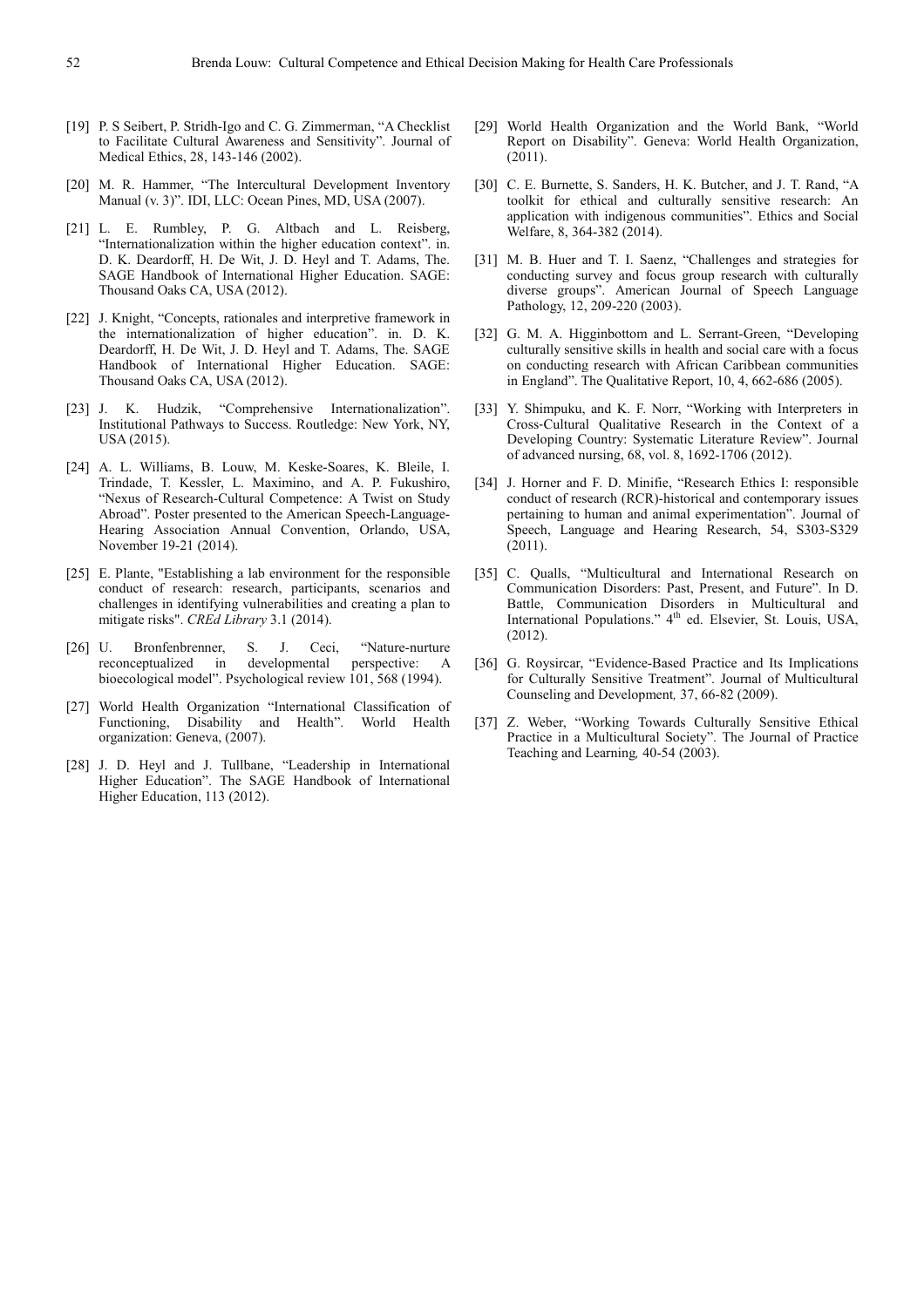[19] P. S Seibert, P. Stridh-Igo and C. G. Zimmerman, "A Checklist to Facilitate Cultural Awareness and Sensitivity". Journal of Medical Ethics, 28, 143-146 (2002).

[20] M. R. Hammer, "The Intercultural Development Inventory Manual (v. 3)". IDI, LLC: Ocean Pines, MD, USA (2007).

[21] L. E. Rumbley, P. G. Altbach and L. Reisberg, "Internationalization within the higher education context". in. D. K. Deardorff, H. De Wit, J. D. Heyl and T. Adams, The. SAGE Handbook of International Higher Education. SAGE: Thousand Oaks CA, USA (2012).

[22] J. Knight, "Concepts, rationales and interpretive framework in the internationalization of higher education". in. D. K. Deardorff, H. De Wit, J. D. Heyl and T. Adams, The. SAGE Handbook of International Higher Education. SAGE: Thousand Oaks CA, USA (2012).

[23] J. K. Hudzik, "Comprehensive Internationalization". Institutional Pathways to Success. Routledge: New York, NY, USA (2015).

[24] A. L. Williams, B. Louw, M. Keske-Soares, K. Bleile, I. Trindade, T. Kessler, L. Maximino, and A. P. Fukushiro, "Nexus of Research-Cultural Competence: A Twist on Study Abroad". Poster presented to the American Speech-Language-Hearing Association Annual Convention, Orlando, USA, November 19-21 (2014).

[25] E. Plante, "Establishing a lab environment for the responsible conduct of research: research, participants, scenarios and challenges in identifying vulnerabilities and creating a plan to mitigate risks". *CREd Library* 3.1 (2014).

[26] U. Bronfenbrenner, S. J. Ceci, "Nature-nurture reconceptualized in developmental perspective: A bioecological model". Psychological review 101, 568 (1994).

[27] World Health Organization "International Classification of Functioning, Disability and Health". World Health organization: Geneva, (2007).

[28] J. D. Heyl and J. Tullbane, "Leadership in International Higher Education". The SAGE Handbook of International Higher Education, 113 (2012).

[29] World Health Organization and the World Bank, "World Report on Disability". Geneva: World Health Organization, (2011).

[30] C. E. Burnette, S. Sanders, H. K. Butcher, and J. T. Rand, "A toolkit for ethical and culturally sensitive research: An application with indigenous communities". Ethics and Social Welfare, 8, 364-382 (2014).

[31] M. B. Huer and T. I. Saenz, "Challenges and strategies for conducting survey and focus group research with culturally diverse groups". American Journal of Speech Language Pathology, 12, 209-220 (2003).

[32] G. M. A. Higginbottom and L. Serrant-Green, "Developing culturally sensitive skills in health and social care with a focus on conducting research with African Caribbean communities in England". The Qualitative Report, 10, 4, 662-686 (2005).

[33] Y. Shimpuku, and K. F. Norr, "Working with Interpreters in Cross-Cultural Qualitative Research in the Context of a Developing Country: Systematic Literature Review". Journal of advanced nursing, 68, vol. 8, 1692-1706 (2012).

[34] J. Horner and F. D. Minifie, "Research Ethics I: responsible conduct of research (RCR)-historical and contemporary issues pertaining to human and animal experimentation". Journal of Speech, Language and Hearing Research, 54, S303-S329 (2011).

[35] C. Qualls, "Multicultural and International Research on Communication Disorders: Past, Present, and Future". In D. Battle, Communication Disorders in Multicultural and International Populations." 4th ed. Elsevier, St. Louis, USA, (2012).

[36] G. Roysircar, "Evidence-Based Practice and Its Implications for Culturally Sensitive Treatment". Journal of Multicultural Counseling and Development*,* 37, 66-82 (2009).

[37] Z. Weber, "Working Towards Culturally Sensitive Ethical Practice in a Multicultural Society". The Journal of Practice Teaching and Learning*,* 40-54 (2003).